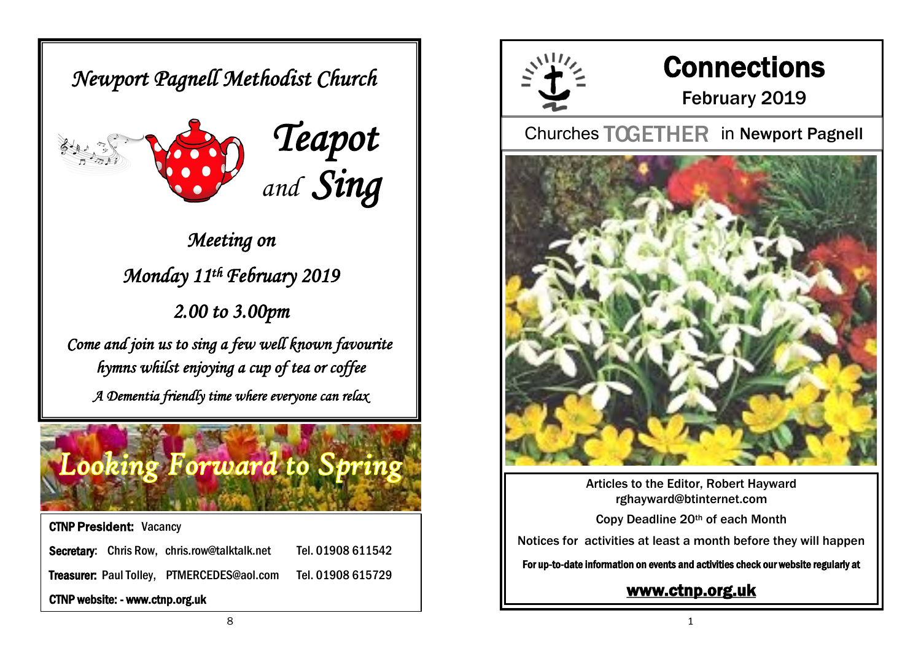# Newport Pagnell Methodist Church

## Teapot and Sing

*Meeting on*

*Monday 11th February 2019*

*2.00 to 3.00pm*

*Come and join us to sing a few well known favourite hymns whilst enjoying a cup of tea or coffee*

*A Dementia friendly time where everyone can relax*

## Looking Forward to Spring

**CTNP President:** Vacancy

**Secretary:** Chris Row, chris.row@talktalk.net Tel. 01908 611542

**Treasurer:** Paul Tolley, PTMERCEDES@aol.com Tel. 01908 615729

**CTNP website: - www.ctnp.org.uk**

# Connections

February 2019

Churches TOGETHER in Newport Pagnell

Articles to the Editor, Robert Hayward
rghayward@btinternet.com

Copy Deadline 20th of each Month

Notices for activities at least a month before they will happen

**For up-to-date information on events and activities check our website regularly at**

**www.ctnp.org.uk**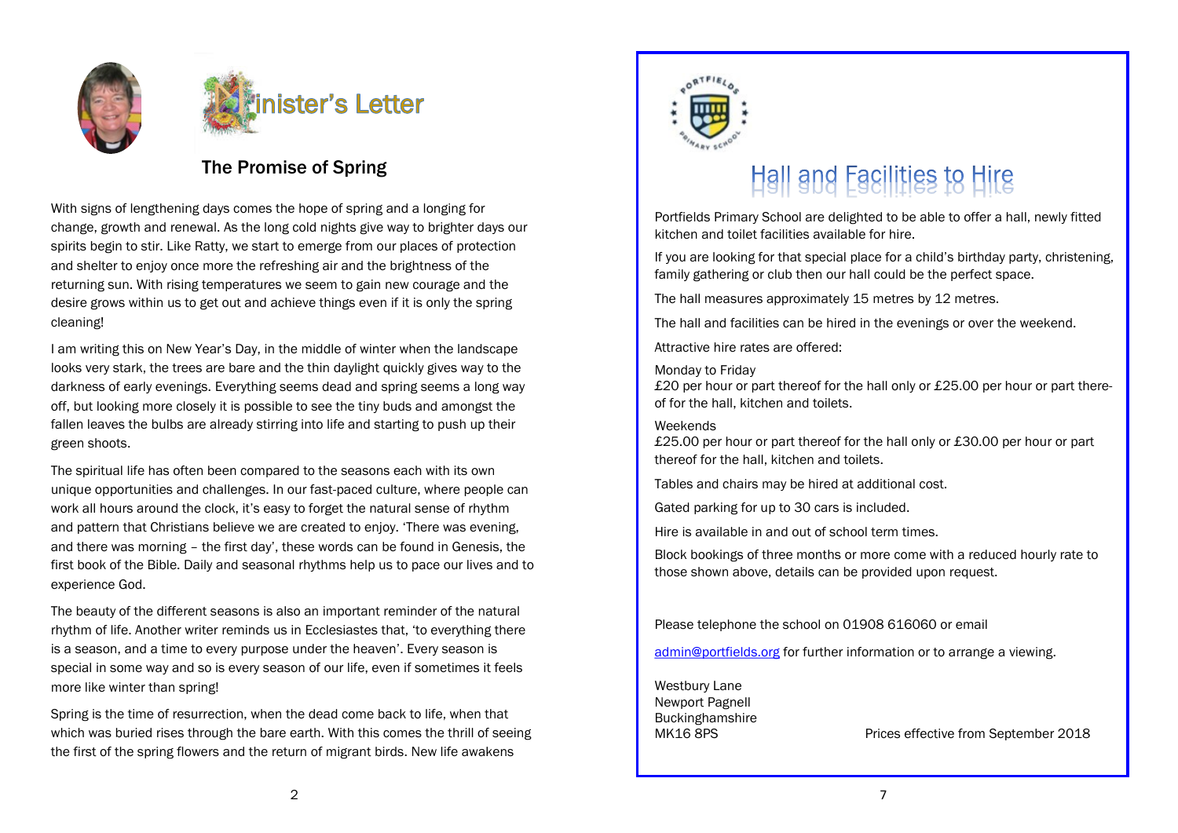# Minister's Letter

## The Promise of Spring

With signs of lengthening days comes the hope of spring and a longing for change, growth and renewal. As the long cold nights give way to brighter days our spirits begin to stir. Like Ratty, we start to emerge from our places of protection and shelter to enjoy once more the refreshing air and the brightness of the returning sun. With rising temperatures we seem to gain new courage and the desire grows within us to get out and achieve things even if it is only the spring cleaning!

I am writing this on New Year's Day, in the middle of winter when the landscape looks very stark, the trees are bare and the thin daylight quickly gives way to the darkness of early evenings. Everything seems dead and spring seems a long way off, but looking more closely it is possible to see the tiny buds and amongst the fallen leaves the bulbs are already stirring into life and starting to push up their green shoots.

The spiritual life has often been compared to the seasons each with its own unique opportunities and challenges. In our fast-paced culture, where people can work all hours around the clock, it's easy to forget the natural sense of rhythm and pattern that Christians believe we are created to enjoy. 'There was evening, and there was morning – the first day', these words can be found in Genesis, the first book of the Bible. Daily and seasonal rhythms help us to pace our lives and to experience God.

The beauty of the different seasons is also an important reminder of the natural rhythm of life. Another writer reminds us in Ecclesiastes that, 'to everything there is a season, and a time to every purpose under the heaven'. Every season is special in some way and so is every season of our life, even if sometimes it feels more like winter than spring!

Spring is the time of resurrection, when the dead come back to life, when that which was buried rises through the bare earth. With this comes the thrill of seeing the first of the spring flowers and the return of migrant birds. New life awakens

# Hall and Facilities to Hire

Portfields Primary School are delighted to be able to offer a hall, newly fitted kitchen and toilet facilities available for hire.

If you are looking for that special place for a child's birthday party, christening, family gathering or club then our hall could be the perfect space.

The hall measures approximately 15 metres by 12 metres.

The hall and facilities can be hired in the evenings or over the weekend.

Attractive hire rates are offered:

Monday to Friday
£20 per hour or part thereof for the hall only or £25.00 per hour or part thereof for the hall, kitchen and toilets.

Weekends
£25.00 per hour or part thereof for the hall only or £30.00 per hour or part thereof for the hall, kitchen and toilets.

Tables and chairs may be hired at additional cost.

Gated parking for up to 30 cars is included.

Hire is available in and out of school term times.

Block bookings of three months or more come with a reduced hourly rate to those shown above, details can be provided upon request.

Please telephone the school on 01908 616060 or email

admin@portfields.org for further information or to arrange a viewing.

Westbury Lane
Newport Pagnell
Buckinghamshire
MK16 8PS

Prices effective from September 2018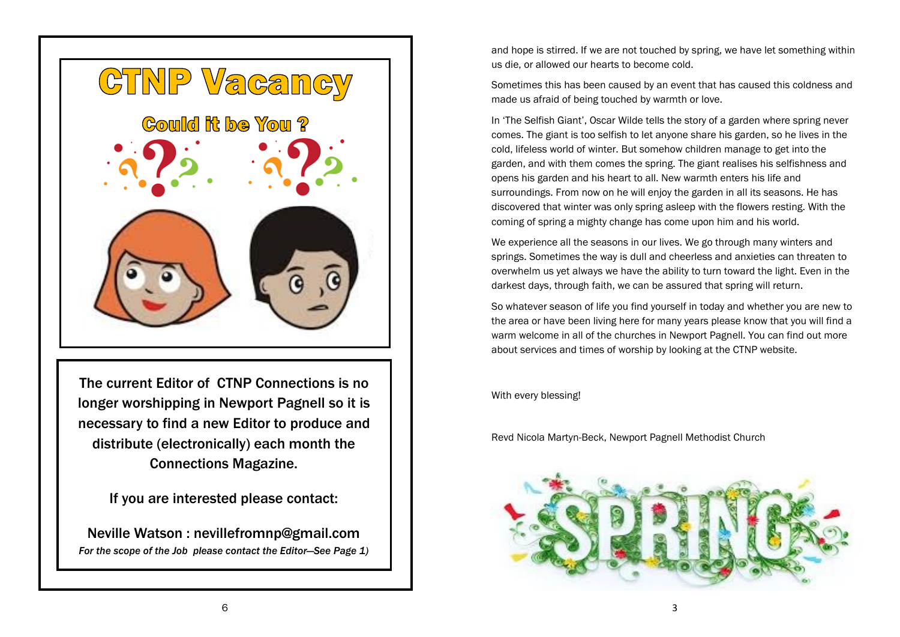# CTNP Vacancy

## Could it be You ?

The current Editor of CTNP Connections is no longer worshipping in Newport Pagnell so it is necessary to find a new Editor to produce and distribute (electronically) each month the Connections Magazine.

If you are interested please contact:

Neville Watson : nevillefromnp@gmail.com

*For the scope of the Job please contact the Editor—See Page 1)*

and hope is stirred. If we are not touched by spring, we have let something within us die, or allowed our hearts to become cold.

Sometimes this has been caused by an event that has caused this coldness and made us afraid of being touched by warmth or love.

In 'The Selfish Giant', Oscar Wilde tells the story of a garden where spring never comes. The giant is too selfish to let anyone share his garden, so he lives in the cold, lifeless world of winter. But somehow children manage to get into the garden, and with them comes the spring. The giant realises his selfishness and opens his garden and his heart to all. New warmth enters his life and surroundings. From now on he will enjoy the garden in all its seasons. He has discovered that winter was only spring asleep with the flowers resting. With the coming of spring a mighty change has come upon him and his world.

We experience all the seasons in our lives. We go through many winters and springs. Sometimes the way is dull and cheerless and anxieties can threaten to overwhelm us yet always we have the ability to turn toward the light. Even in the darkest days, through faith, we can be assured that spring will return.

So whatever season of life you find yourself in today and whether you are new to the area or have been living here for many years please know that you will find a warm welcome in all of the churches in Newport Pagnell. You can find out more about services and times of worship by looking at the CTNP website.

With every blessing!

Revd Nicola Martyn-Beck, Newport Pagnell Methodist Church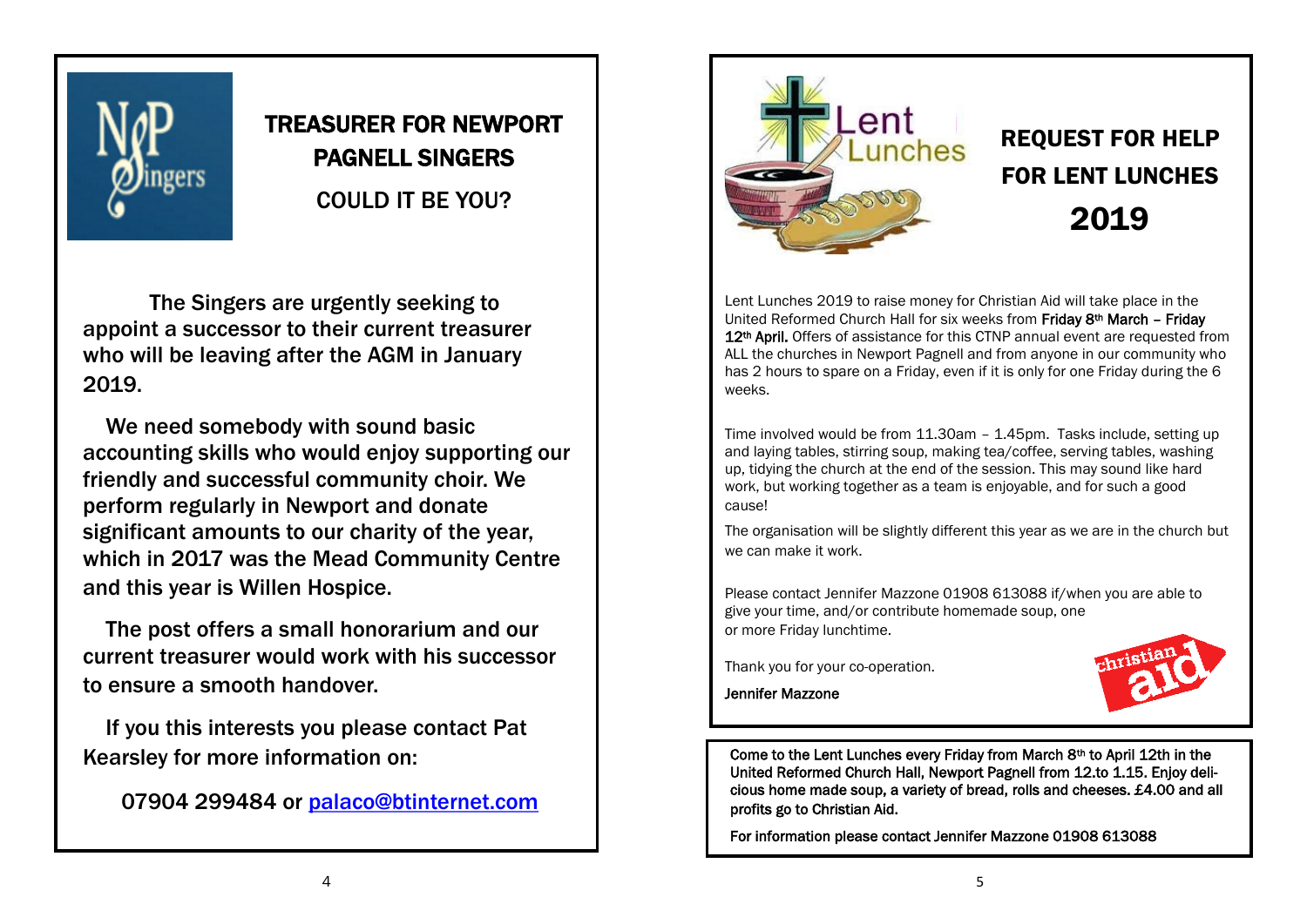## TREASURER FOR NEWPORT PAGNELL SINGERS

COULD IT BE YOU?

The Singers are urgently seeking to appoint a successor to their current treasurer who will be leaving after the AGM in January 2019.

We need somebody with sound basic accounting skills who would enjoy supporting our friendly and successful community choir. We perform regularly in Newport and donate significant amounts to our charity of the year, which in 2017 was the Mead Community Centre and this year is Willen Hospice.

The post offers a small honorarium and our current treasurer would work with his successor to ensure a smooth handover.

If you this interests you please contact Pat Kearsley for more information on:

07904 299484 or palaco@btinternet.com

## REQUEST FOR HELP FOR LENT LUNCHES 2019

Lent Lunches 2019 to raise money for Christian Aid will take place in the United Reformed Church Hall for six weeks from **Friday 8th March – Friday 12th April.** Offers of assistance for this CTNP annual event are requested from ALL the churches in Newport Pagnell and from anyone in our community who has 2 hours to spare on a Friday, even if it is only for one Friday during the 6 weeks.

Time involved would be from 11.30am – 1.45pm. Tasks include, setting up and laying tables, stirring soup, making tea/coffee, serving tables, washing up, tidying the church at the end of the session. This may sound like hard work, but working together as a team is enjoyable, and for such a good cause!

The organisation will be slightly different this year as we are in the church but we can make it work.

Please contact Jennifer Mazzone 01908 613088 if/when you are able to give your time, and/or contribute homemade soup, one or more Friday lunchtime.

Thank you for your co-operation.

Jennifer Mazzone

**Come to the Lent Lunches every Friday from March 8th to April 12th in the United Reformed Church Hall, Newport Pagnell from 12.to 1.15. Enjoy delicious home made soup, a variety of bread, rolls and cheeses. £4.00 and all profits go to Christian Aid.**

**For information please contact Jennifer Mazzone 01908 613088**